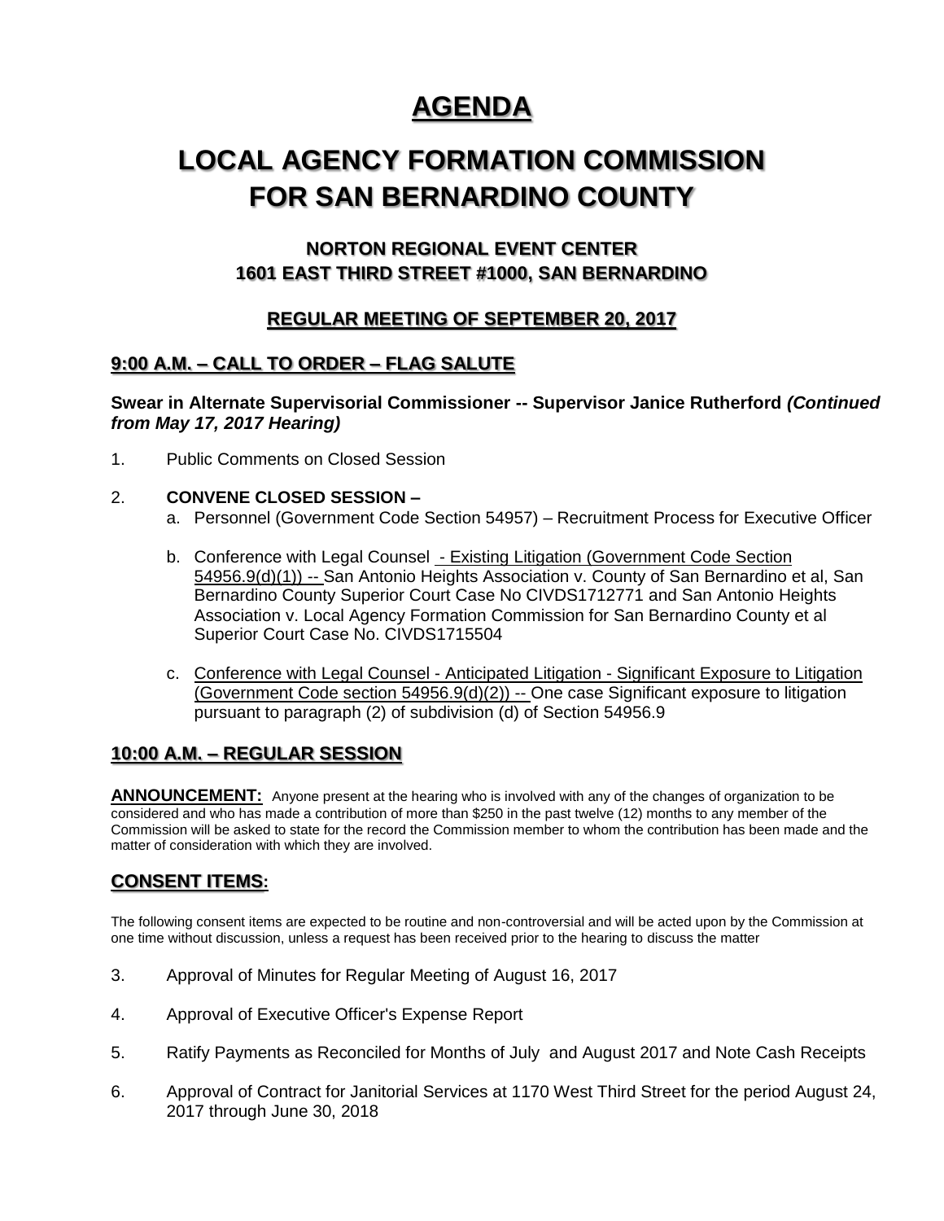# AGENDA

# LOCAL AGENCY FORMATION COMMISSION FOR SAN BERNARDINO COUNTY

### NORTON REGIONAL EVENT CENTER
### 1601 EAST THIRD STREET #1000, SAN BERNARDINO

### REGULAR MEETING OF SEPTEMBER 20, 2017

## 9:00 A.M. – CALL TO ORDER – FLAG SALUTE

**Swear in Alternate Supervisorial Commissioner -- Supervisor Janice Rutherford *(Continued from May 17, 2017 Hearing)***

1. Public Comments on Closed Session

2. **CONVENE CLOSED SESSION –**
   a. Personnel (Government Code Section 54957) – Recruitment Process for Executive Officer

   b. Conference with Legal Counsel - Existing Litigation (Government Code Section 54956.9(d)(1)) -- San Antonio Heights Association v. County of San Bernardino et al, San Bernardino County Superior Court Case No CIVDS1712771 and San Antonio Heights Association v. Local Agency Formation Commission for San Bernardino County et al Superior Court Case No. CIVDS1715504

   c. Conference with Legal Counsel - Anticipated Litigation - Significant Exposure to Litigation (Government Code section 54956.9(d)(2)) -- One case Significant exposure to litigation pursuant to paragraph (2) of subdivision (d) of Section 54956.9

## 10:00 A.M. – REGULAR SESSION

**ANNOUNCEMENT:** Anyone present at the hearing who is involved with any of the changes of organization to be considered and who has made a contribution of more than $250 in the past twelve (12) months to any member of the Commission will be asked to state for the record the Commission member to whom the contribution has been made and the matter of consideration with which they are involved.

## CONSENT ITEMS:

The following consent items are expected to be routine and non-controversial and will be acted upon by the Commission at one time without discussion, unless a request has been received prior to the hearing to discuss the matter

3. Approval of Minutes for Regular Meeting of August 16, 2017

4. Approval of Executive Officer's Expense Report

5. Ratify Payments as Reconciled for Months of July and August 2017 and Note Cash Receipts

6. Approval of Contract for Janitorial Services at 1170 West Third Street for the period August 24, 2017 through June 30, 2018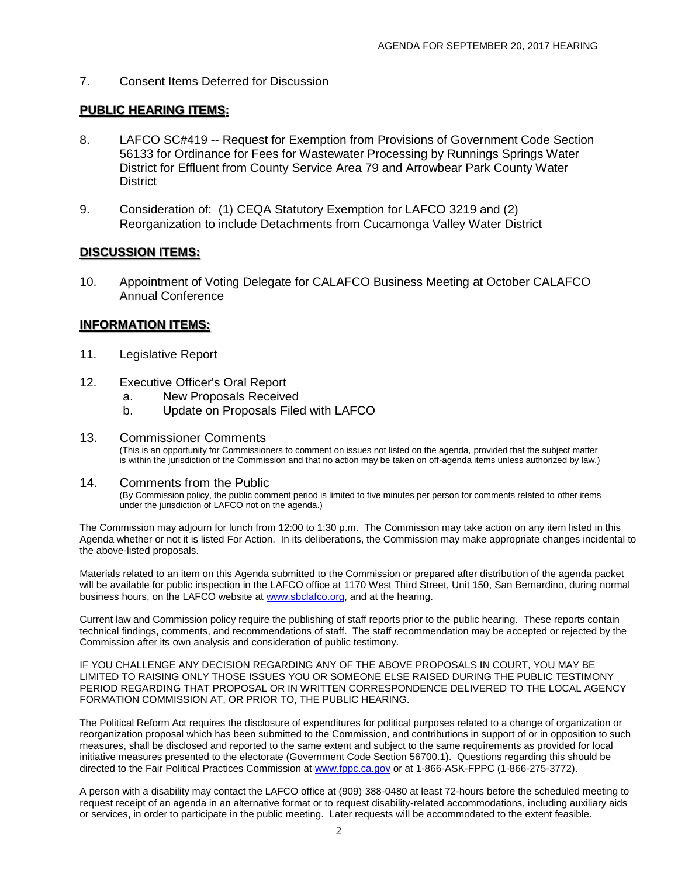7. Consent Items Deferred for Discussion

## PUBLIC HEARING ITEMS:

8. LAFCO SC#419 -- Request for Exemption from Provisions of Government Code Section 56133 for Ordinance for Fees for Wastewater Processing by Runnings Springs Water District for Effluent from County Service Area 79 and Arrowbear Park County Water District

9. Consideration of: (1) CEQA Statutory Exemption for LAFCO 3219 and (2) Reorganization to include Detachments from Cucamonga Valley Water District

## DISCUSSION ITEMS:

10. Appointment of Voting Delegate for CALAFCO Business Meeting at October CALAFCO Annual Conference

## INFORMATION ITEMS:

11. Legislative Report

12. Executive Officer's Oral Report
    a. New Proposals Received
    b. Update on Proposals Filed with LAFCO

13. Commissioner Comments
    (This is an opportunity for Commissioners to comment on issues not listed on the agenda, provided that the subject matter is within the jurisdiction of the Commission and that no action may be taken on off-agenda items unless authorized by law.)

14. Comments from the Public
    (By Commission policy, the public comment period is limited to five minutes per person for comments related to other items under the jurisdiction of LAFCO not on the agenda.)

The Commission may adjourn for lunch from 12:00 to 1:30 p.m. The Commission may take action on any item listed in this Agenda whether or not it is listed For Action. In its deliberations, the Commission may make appropriate changes incidental to the above-listed proposals.

Materials related to an item on this Agenda submitted to the Commission or prepared after distribution of the agenda packet will be available for public inspection in the LAFCO office at 1170 West Third Street, Unit 150, San Bernardino, during normal business hours, on the LAFCO website at www.sbclafco.org, and at the hearing.

Current law and Commission policy require the publishing of staff reports prior to the public hearing. These reports contain technical findings, comments, and recommendations of staff. The staff recommendation may be accepted or rejected by the Commission after its own analysis and consideration of public testimony.

IF YOU CHALLENGE ANY DECISION REGARDING ANY OF THE ABOVE PROPOSALS IN COURT, YOU MAY BE LIMITED TO RAISING ONLY THOSE ISSUES YOU OR SOMEONE ELSE RAISED DURING THE PUBLIC TESTIMONY PERIOD REGARDING THAT PROPOSAL OR IN WRITTEN CORRESPONDENCE DELIVERED TO THE LOCAL AGENCY FORMATION COMMISSION AT, OR PRIOR TO, THE PUBLIC HEARING.

The Political Reform Act requires the disclosure of expenditures for political purposes related to a change of organization or reorganization proposal which has been submitted to the Commission, and contributions in support of or in opposition to such measures, shall be disclosed and reported to the same extent and subject to the same requirements as provided for local initiative measures presented to the electorate (Government Code Section 56700.1). Questions regarding this should be directed to the Fair Political Practices Commission at www.fppc.ca.gov or at 1-866-ASK-FPPC (1-866-275-3772).

A person with a disability may contact the LAFCO office at (909) 388-0480 at least 72-hours before the scheduled meeting to request receipt of an agenda in an alternative format or to request disability-related accommodations, including auxiliary aids or services, in order to participate in the public meeting. Later requests will be accommodated to the extent feasible.